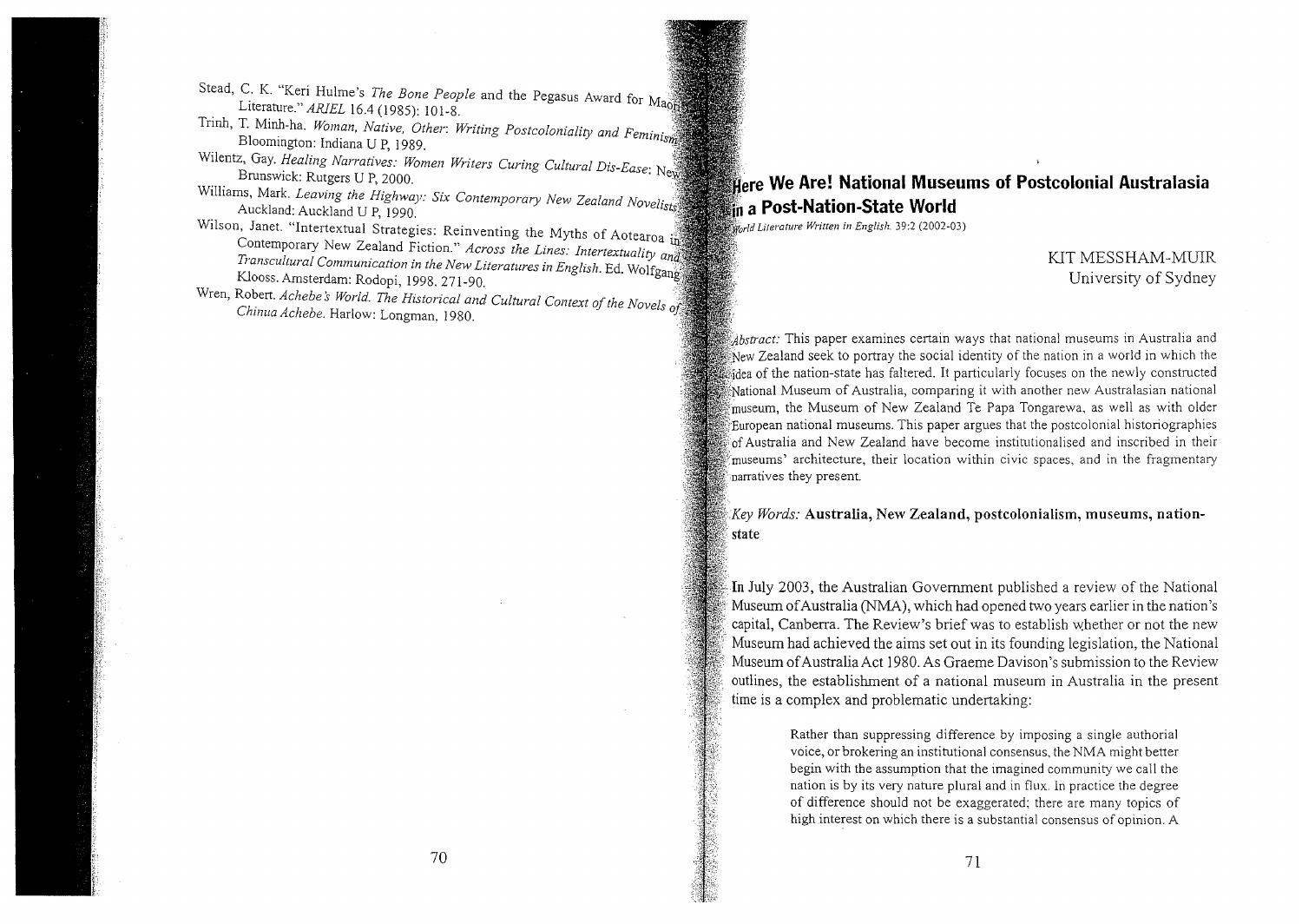Stead, C. K. "Keri Hulme's *The Bone People* and the Pegasus Award for Maori Literature." *ARIEL* 16.4 (1985): 101-8.

Trinh, T. Minh-ha. *Woman, Native, Other: Writing Postcoloniality and Feminism.* Bloomington: Indiana U P, 1989.

Wilentz, Gay. *Healing Narratives: Women Writers Curing Cultural Dis-Ease.* New Brunswick: Rutgers U P, 2000.

Williams, Mark. *Leaving the Highway: Six Contemporary New Zealand Novelists.* Auckland: Auckland U P, 1990.

Wilson, Janet. "Intertextual Strategies: Reinventing the Myths of Aotearoa in Contemporary New Zealand Fiction." *Across the Lines: Intertextuality and Transcultural Communication in the New Literatures in English.* Ed. Wolfgang Klooss. Amsterdam: Rodopi, 1998. 271-90.

Wren, Robert. *Achebe's World. The Historical and Cultural Context of the Novels of Chinua Achebe.* Harlow: Longman, 1980.

# Here We Are! National Museums of Postcolonial Australasia in a Post-Nation-State World

*World Literature Written in English.* 39:2 (2002-03)

KIT MESSHAM-MUIR
University of Sydney

*Abstract:* This paper examines certain ways that national museums in Australia and New Zealand seek to portray the social identity of the nation in a world in which the idea of the nation-state has faltered. It particularly focuses on the newly constructed National Museum of Australia, comparing it with another new Australasian national museum, the Museum of New Zealand Te Papa Tongarewa, as well as with older European national museums. This paper argues that the postcolonial historiographies of Australia and New Zealand have become institutionalised and inscribed in their museums' architecture, their location within civic spaces, and in the fragmentary narratives they present.

*Key Words:* **Australia, New Zealand, postcolonialism, museums, nation-state**

In July 2003, the Australian Government published a review of the National Museum of Australia (NMA), which had opened two years earlier in the nation's capital, Canberra. The Review's brief was to establish whether or not the new Museum had achieved the aims set out in its founding legislation, the National Museum of Australia Act 1980. As Graeme Davison's submission to the Review outlines, the establishment of a national museum in Australia in the present time is a complex and problematic undertaking:

> Rather than suppressing difference by imposing a single authorial voice, or brokering an institutional consensus, the NMA might better begin with the assumption that the imagined community we call the nation is by its very nature plural and in flux. In practice the degree of difference should not be exaggerated; there are many topics of high interest on which there is a substantial consensus of opinion. A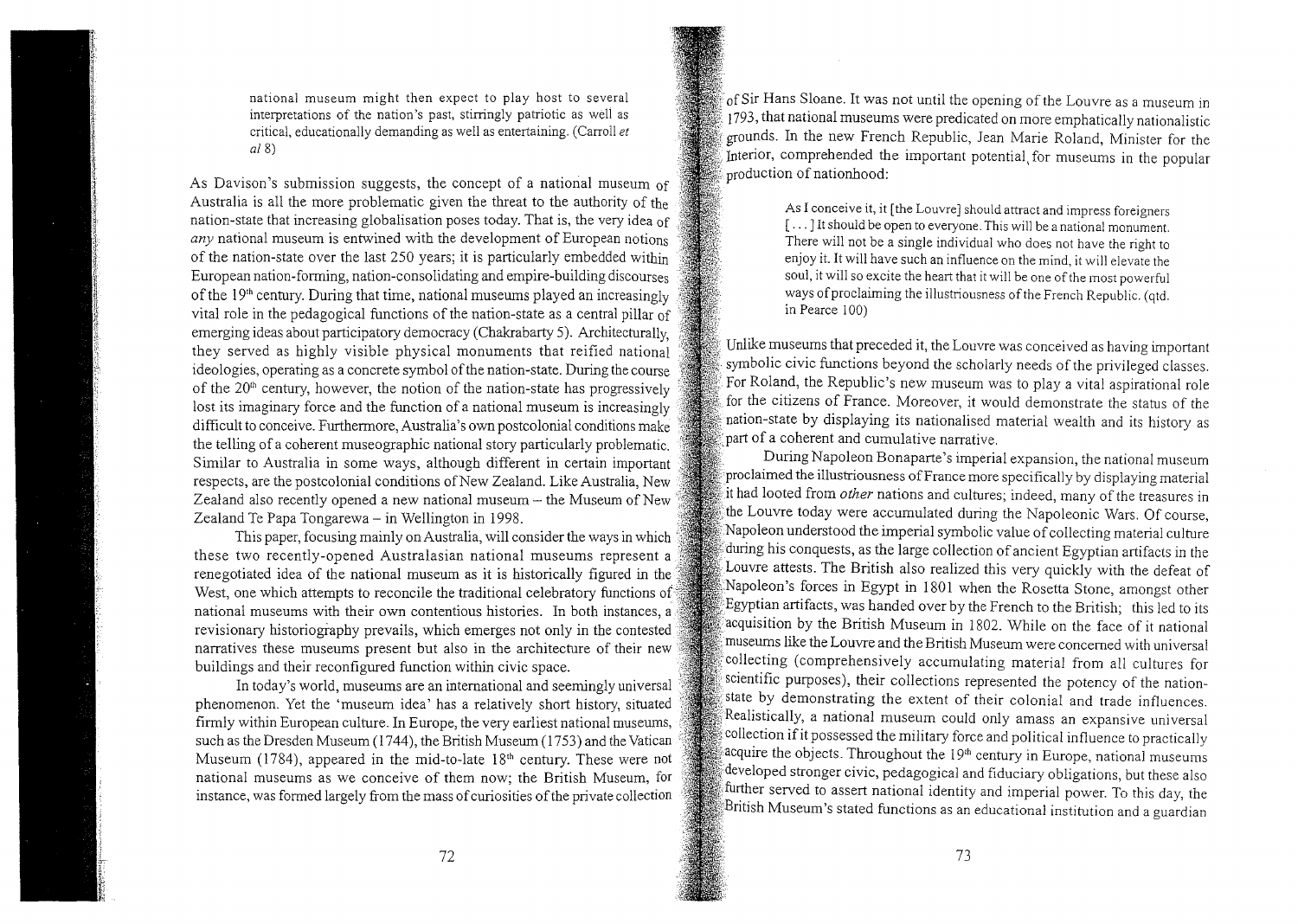> national museum might then expect to play host to several interpretations of the nation's past, stirringly patriotic as well as critical, educationally demanding as well as entertaining. (Carroll *et al* 8)

As Davison's submission suggests, the concept of a national museum of Australia is all the more problematic given the threat to the authority of the nation-state that increasing globalisation poses today. That is, the very idea of *any* national museum is entwined with the development of European notions of the nation-state over the last 250 years; it is particularly embedded within European nation-forming, nation-consolidating and empire-building discourses of the 19th century. During that time, national museums played an increasingly vital role in the pedagogical functions of the nation-state as a central pillar of emerging ideas about participatory democracy (Chakrabarty 5). Architecturally, they served as highly visible physical monuments that reified national ideologies, operating as a concrete symbol of the nation-state. During the course of the 20th century, however, the notion of the nation-state has progressively lost its imaginary force and the function of a national museum is increasingly difficult to conceive. Furthermore, Australia's own postcolonial conditions make the telling of a coherent museographic national story particularly problematic. Similar to Australia in some ways, although different in certain important respects, are the postcolonial conditions of New Zealand. Like Australia, New Zealand also recently opened a new national museum – the Museum of New Zealand Te Papa Tongarewa – in Wellington in 1998.

This paper, focusing mainly on Australia, will consider the ways in which these two recently-opened Australasian national museums represent a renegotiated idea of the national museum as it is historically figured in the West, one which attempts to reconcile the traditional celebratory functions of national museums with their own contentious histories. In both instances, a revisionary historiography prevails, which emerges not only in the contested narratives these museums present but also in the architecture of their new buildings and their reconfigured function within civic space.

In today's world, museums are an international and seemingly universal phenomenon. Yet the 'museum idea' has a relatively short history, situated firmly within European culture. In Europe, the very earliest national museums, such as the Dresden Museum (1744), the British Museum (1753) and the Vatican Museum (1784), appeared in the mid-to-late 18th century. These were not national museums as we conceive of them now; the British Museum, for instance, was formed largely from the mass of curiosities of the private collection of Sir Hans Sloane. It was not until the opening of the Louvre as a museum in 1793, that national museums were predicated on more emphatically nationalistic grounds. In the new French Republic, Jean Marie Roland, Minister for the Interior, comprehended the important potential for museums in the popular production of nationhood:

> As I conceive it, it [the Louvre] should attract and impress foreigners [...] It should be open to everyone. This will be a national monument. There will not be a single individual who does not have the right to enjoy it. It will have such an influence on the mind, it will elevate the soul, it will so excite the heart that it will be one of the most powerful ways of proclaiming the illustriousness of the French Republic. (qtd. in Pearce 100)

Unlike museums that preceded it, the Louvre was conceived as having important symbolic civic functions beyond the scholarly needs of the privileged classes. For Roland, the Republic's new museum was to play a vital aspirational role for the citizens of France. Moreover, it would demonstrate the status of the nation-state by displaying its nationalised material wealth and its history as part of a coherent and cumulative narrative.

During Napoleon Bonaparte's imperial expansion, the national museum proclaimed the illustriousness of France more specifically by displaying material it had looted from *other* nations and cultures; indeed, many of the treasures in the Louvre today were accumulated during the Napoleonic Wars. Of course, Napoleon understood the imperial symbolic value of collecting material culture during his conquests, as the large collection of ancient Egyptian artifacts in the Louvre attests. The British also realized this very quickly with the defeat of Napoleon's forces in Egypt in 1801 when the Rosetta Stone, amongst other Egyptian artifacts, was handed over by the French to the British; this led to its acquisition by the British Museum in 1802. While on the face of it national museums like the Louvre and the British Museum were concerned with universal collecting (comprehensively accumulating material from all cultures for scientific purposes), their collections represented the potency of the nation-state by demonstrating the extent of their colonial and trade influences. Realistically, a national museum could only amass an expansive universal collection if it possessed the military force and political influence to practically acquire the objects. Throughout the 19th century in Europe, national museums developed stronger civic, pedagogical and fiduciary obligations, but these also further served to assert national identity and imperial power. To this day, the British Museum's stated functions as an educational institution and a guardian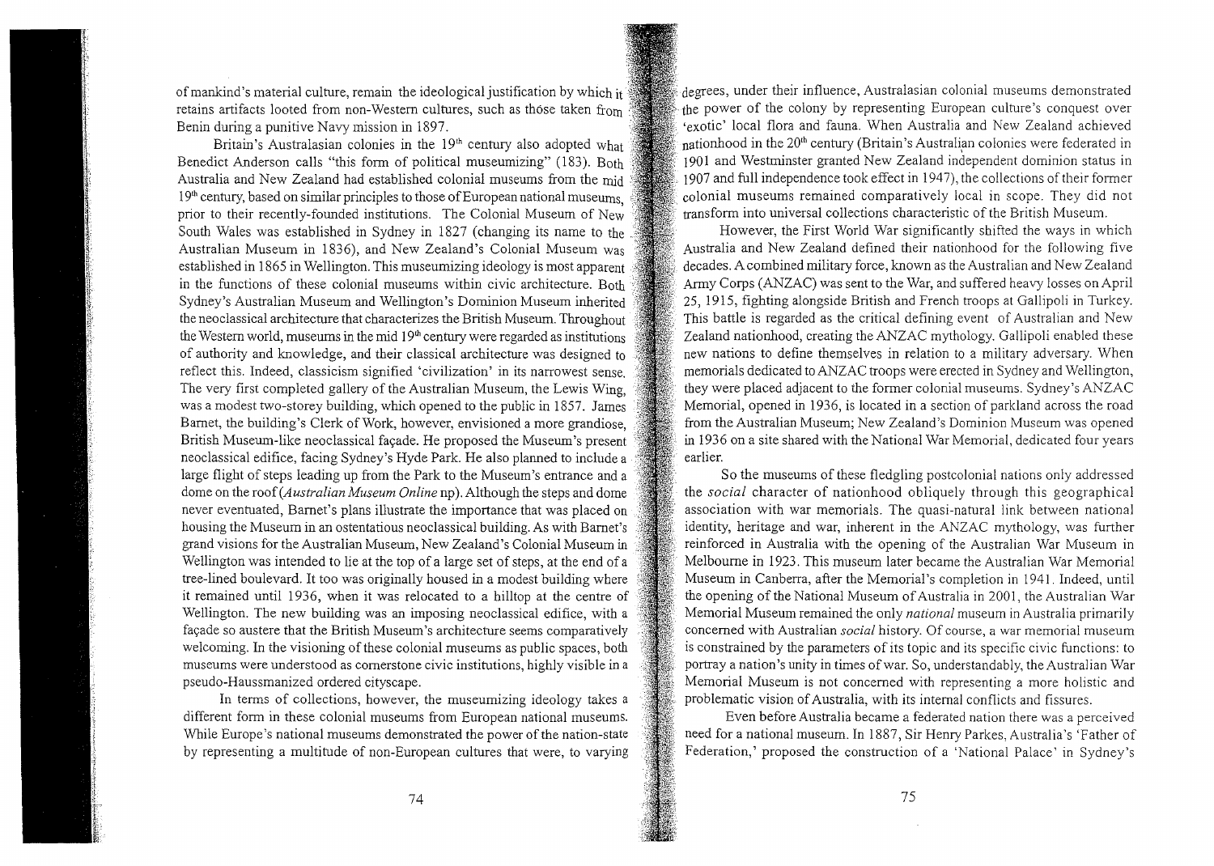of mankind's material culture, remain the ideological justification by which it retains artifacts looted from non-Western cultures, such as those taken from Benin during a punitive Navy mission in 1897.

Britain's Australasian colonies in the 19th century also adopted what Benedict Anderson calls "this form of political museumizing" (183). Both Australia and New Zealand had established colonial museums from the mid 19th century, based on similar principles to those of European national museums, prior to their recently-founded institutions. The Colonial Museum of New South Wales was established in Sydney in 1827 (changing its name to the Australian Museum in 1836), and New Zealand's Colonial Museum was established in 1865 in Wellington. This museumizing ideology is most apparent in the functions of these colonial museums within civic architecture. Both Sydney's Australian Museum and Wellington's Dominion Museum inherited the neoclassical architecture that characterizes the British Museum. Throughout the Western world, museums in the mid 19th century were regarded as institutions of authority and knowledge, and their classical architecture was designed to reflect this. Indeed, classicism signified 'civilization' in its narrowest sense. The very first completed gallery of the Australian Museum, the Lewis Wing, was a modest two-storey building, which opened to the public in 1857. James Barnet, the building's Clerk of Work, however, envisioned a more grandiose, British Museum-like neoclassical façade. He proposed the Museum's present neoclassical edifice, facing Sydney's Hyde Park. He also planned to include a large flight of steps leading up from the Park to the Museum's entrance and a dome on the roof (*Australian Museum Online* np). Although the steps and dome never eventuated, Barnet's plans illustrate the importance that was placed on housing the Museum in an ostentatious neoclassical building. As with Barnet's grand visions for the Australian Museum, New Zealand's Colonial Museum in Wellington was intended to lie at the top of a large set of steps, at the end of a tree-lined boulevard. It too was originally housed in a modest building where it remained until 1936, when it was relocated to a hilltop at the centre of Wellington. The new building was an imposing neoclassical edifice, with a façade so austere that the British Museum's architecture seems comparatively welcoming. In the visioning of these colonial museums as public spaces, both museums were understood as cornerstone civic institutions, highly visible in a pseudo-Haussmanized ordered cityscape.

In terms of collections, however, the museumizing ideology takes a different form in these colonial museums from European national museums. While Europe's national museums demonstrated the power of the nation-state by representing a multitude of non-European cultures that were, to varying degrees, under their influence, Australasian colonial museums demonstrated the power of the colony by representing European culture's conquest over 'exotic' local flora and fauna. When Australia and New Zealand achieved nationhood in the 20th century (Britain's Australian colonies were federated in 1901 and Westminster granted New Zealand independent dominion status in 1907 and full independence took effect in 1947), the collections of their former colonial museums remained comparatively local in scope. They did not transform into universal collections characteristic of the British Museum.

However, the First World War significantly shifted the ways in which Australia and New Zealand defined their nationhood for the following five decades. A combined military force, known as the Australian and New Zealand Army Corps (ANZAC) was sent to the War, and suffered heavy losses on April 25, 1915, fighting alongside British and French troops at Gallipoli in Turkey. This battle is regarded as the critical defining event of Australian and New Zealand nationhood, creating the ANZAC mythology. Gallipoli enabled these new nations to define themselves in relation to a military adversary. When memorials dedicated to ANZAC troops were erected in Sydney and Wellington, they were placed adjacent to the former colonial museums. Sydney's ANZAC Memorial, opened in 1936, is located in a section of parkland across the road from the Australian Museum; New Zealand's Dominion Museum was opened in 1936 on a site shared with the National War Memorial, dedicated four years earlier.

So the museums of these fledgling postcolonial nations only addressed the *social* character of nationhood obliquely through this geographical association with war memorials. The quasi-natural link between national identity, heritage and war, inherent in the ANZAC mythology, was further reinforced in Australia with the opening of the Australian War Museum in Melbourne in 1923. This museum later became the Australian War Memorial Museum in Canberra, after the Memorial's completion in 1941. Indeed, until the opening of the National Museum of Australia in 2001, the Australian War Memorial Museum remained the only *national* museum in Australia primarily concerned with Australian *social* history. Of course, a war memorial museum is constrained by the parameters of its topic and its specific civic functions: to portray a nation's unity in times of war. So, understandably, the Australian War Memorial Museum is not concerned with representing a more holistic and problematic vision of Australia, with its internal conflicts and fissures.

Even before Australia became a federated nation there was a perceived need for a national museum. In 1887, Sir Henry Parkes, Australia's 'Father of Federation,' proposed the construction of a 'National Palace' in Sydney's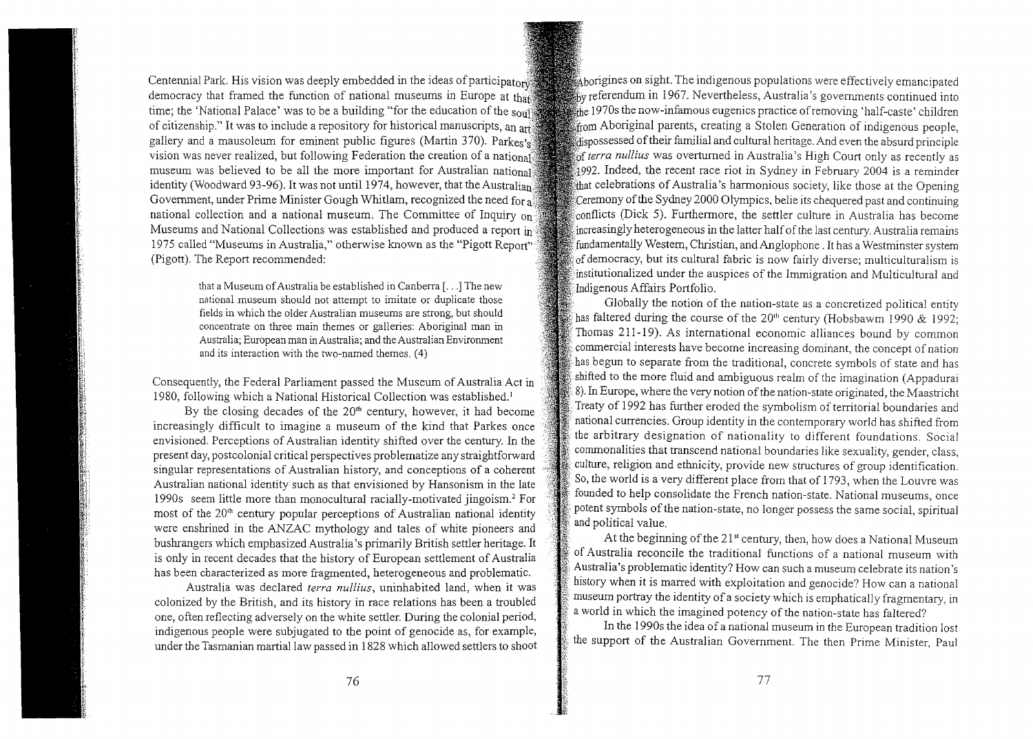Centennial Park. His vision was deeply embedded in the ideas of participatory democracy that framed the function of national museums in Europe at that time; the 'National Palace' was to be a building "for the education of the soul of citizenship." It was to include a repository for historical manuscripts, an art gallery and a mausoleum for eminent public figures (Martin 370). Parkes's vision was never realized, but following Federation the creation of a national museum was believed to be all the more important for Australian national identity (Woodward 93-96). It was not until 1974, however, that the Australian Government, under Prime Minister Gough Whitlam, recognized the need for a national collection and a national museum. The Committee of Inquiry on Museums and National Collections was established and produced a report in 1975 called "Museums in Australia," otherwise known as the "Pigott Report" (Pigott). The Report recommended:

> that a Museum of Australia be established in Canberra [. . .] The new national museum should not attempt to imitate or duplicate those fields in which the older Australian museums are strong, but should concentrate on three main themes or galleries: Aboriginal man in Australia; European man in Australia; and the Australian Environment and its interaction with the two-named themes. (4)

Consequently, the Federal Parliament passed the Museum of Australia Act in 1980, following which a National Historical Collection was established.[1]

By the closing decades of the 20th century, however, it had become increasingly difficult to imagine a museum of the kind that Parkes once envisioned. Perceptions of Australian identity shifted over the century. In the present day, postcolonial critical perspectives problematize any straightforward singular representations of Australian history, and conceptions of a coherent Australian national identity such as that envisioned by Hansonism in the late 1990s seem little more than monocultural racially-motivated jingoism.[2] For most of the 20th century popular perceptions of Australian national identity were enshrined in the ANZAC mythology and tales of white pioneers and bushrangers which emphasized Australia's primarily British settler heritage. It is only in recent decades that the history of European settlement of Australia has been characterized as more fragmented, heterogeneous and problematic.

Australia was declared *terra nullius*, uninhabited land, when it was colonized by the British, and its history in race relations has been a troubled one, often reflecting adversely on the white settler. During the colonial period, indigenous people were subjugated to the point of genocide as, for example, under the Tasmanian martial law passed in 1828 which allowed settlers to shoot Aborigines on sight. The indigenous populations were effectively emancipated by referendum in 1967. Nevertheless, Australia's governments continued into the 1970s the now-infamous eugenics practice of removing 'half-caste' children from Aboriginal parents, creating a Stolen Generation of indigenous people, dispossessed of their familial and cultural heritage. And even the absurd principle of *terra nullius* was overturned in Australia's High Court only as recently as 1992. Indeed, the recent race riot in Sydney in February 2004 is a reminder that celebrations of Australia's harmonious society, like those at the Opening Ceremony of the Sydney 2000 Olympics, belie its chequered past and continuing conflicts (Dick 5). Furthermore, the settler culture in Australia has become increasingly heterogeneous in the latter half of the last century. Australia remains fundamentally Western, Christian, and Anglophone . It has a Westminster system of democracy, but its cultural fabric is now fairly diverse; multiculturalism is institutionalized under the auspices of the Immigration and Multicultural and Indigenous Affairs Portfolio.

Globally the notion of the nation-state as a concretized political entity has faltered during the course of the 20th century (Hobsbawm 1990 & 1992; Thomas 211-19). As international economic alliances bound by common commercial interests have become increasing dominant, the concept of nation has begun to separate from the traditional, concrete symbols of state and has shifted to the more fluid and ambiguous realm of the imagination (Appadurai 8). In Europe, where the very notion of the nation-state originated, the Maastricht Treaty of 1992 has further eroded the symbolism of territorial boundaries and national currencies. Group identity in the contemporary world has shifted from the arbitrary designation of nationality to different foundations. Social commonalities that transcend national boundaries like sexuality, gender, class, culture, religion and ethnicity, provide new structures of group identification. So, the world is a very different place from that of 1793, when the Louvre was founded to help consolidate the French nation-state. National museums, once potent symbols of the nation-state, no longer possess the same social, spiritual and political value.

At the beginning of the 21st century, then, how does a National Museum of Australia reconcile the traditional functions of a national museum with Australia's problematic identity? How can such a museum celebrate its nation's history when it is marred with exploitation and genocide? How can a national museum portray the identity of a society which is emphatically fragmentary, in a world in which the imagined potency of the nation-state has faltered?

In the 1990s the idea of a national museum in the European tradition lost the support of the Australian Government. The then Prime Minister, Paul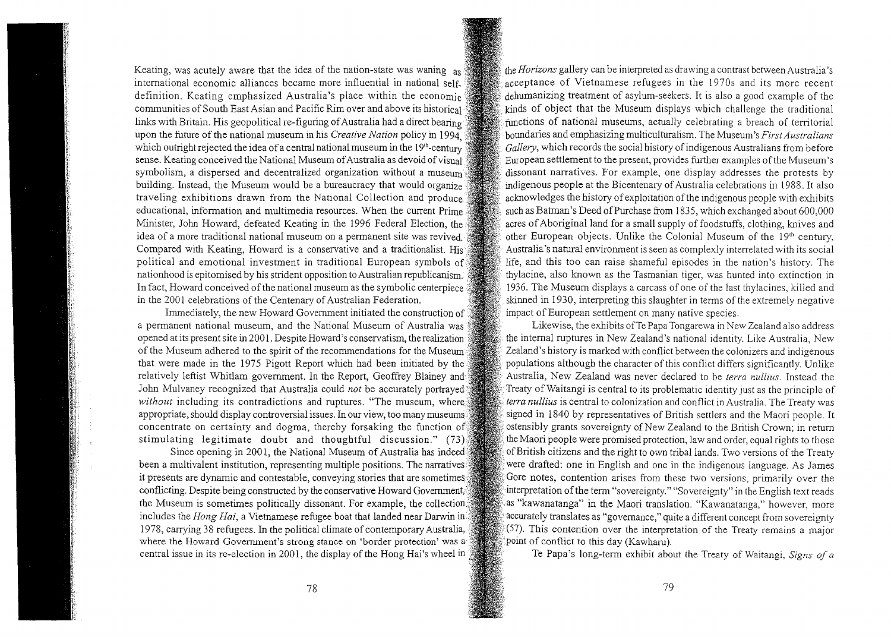Keating, was acutely aware that the idea of the nation-state was waning as international economic alliances became more influential in national self-definition. Keating emphasized Australia's place within the economic communities of South East Asian and Pacific Rim over and above its historical links with Britain. His geopolitical re-figuring of Australia had a direct bearing upon the future of the national museum in his *Creative Nation* policy in 1994, which outright rejected the idea of a central national museum in the 19th-century sense. Keating conceived the National Museum of Australia as devoid of visual symbolism, a dispersed and decentralized organization without a museum building. Instead, the Museum would be a bureaucracy that would organize traveling exhibitions drawn from the National Collection and produce educational, information and multimedia resources. When the current Prime Minister, John Howard, defeated Keating in the 1996 Federal Election, the idea of a more traditional national museum on a permanent site was revived. Compared with Keating, Howard is a conservative and a traditionalist. His political and emotional investment in traditional European symbols of nationhood is epitomised by his strident opposition to Australian republicanism. In fact, Howard conceived of the national museum as the symbolic centerpiece in the 2001 celebrations of the Centenary of Australian Federation.

Immediately, the new Howard Government initiated the construction of a permanent national museum, and the National Museum of Australia was opened at its present site in 2001. Despite Howard's conservatism, the realization of the Museum adhered to the spirit of the recommendations for the Museum that were made in the 1975 Pigott Report which had been initiated by the relatively leftist Whitlam government. In the Report, Geoffrey Blainey and John Mulvaney recognized that Australia could *not* be accurately portrayed *without* including its contradictions and ruptures. "The museum, where appropriate, should display controversial issues. In our view, too many museums concentrate on certainty and dogma, thereby forsaking the function of stimulating legitimate doubt and thoughtful discussion." (73)

Since opening in 2001, the National Museum of Australia has indeed been a multivalent institution, representing multiple positions. The narratives it presents are dynamic and contestable, conveying stories that are sometimes conflicting. Despite being constructed by the conservative Howard Government, the Museum is sometimes politically dissonant. For example, the collection includes the *Hong Hai*, a Vietnamese refugee boat that landed near Darwin in 1978, carrying 38 refugees. In the political climate of contemporary Australia, where the Howard Government's strong stance on 'border protection' was a central issue in its re-election in 2001, the display of the Hong Hai's wheel in the *Horizons* gallery can be interpreted as drawing a contrast between Australia's acceptance of Vietnamese refugees in the 1970s and its more recent dehumanizing treatment of asylum-seekers. It is also a good example of the kinds of object that the Museum displays which challenge the traditional functions of national museums, actually celebrating a breach of territorial boundaries and emphasizing multiculturalism. The Museum's *First Australians Gallery*, which records the social history of indigenous Australians from before European settlement to the present, provides further examples of the Museum's dissonant narratives. For example, one display addresses the protests by indigenous people at the Bicentenary of Australia celebrations in 1988. It also acknowledges the history of exploitation of the indigenous people with exhibits such as Batman's Deed of Purchase from 1835, which exchanged about 600,000 acres of Aboriginal land for a small supply of foodstuffs, clothing, knives and other European objects. Unlike the Colonial Museum of the 19th century, Australia's natural environment is seen as complexly interrelated with its social life, and this too can raise shameful episodes in the nation's history. The thylacine, also known as the Tasmanian tiger, was hunted into extinction in 1936. The Museum displays a carcass of one of the last thylacines, killed and skinned in 1930, interpreting this slaughter in terms of the extremely negative impact of European settlement on many native species.

Likewise, the exhibits of Te Papa Tongarewa in New Zealand also address the internal ruptures in New Zealand's national identity. Like Australia, New Zealand's history is marked with conflict between the colonizers and indigenous populations although the character of this conflict differs significantly. Unlike Australia, New Zealand was never declared to be *terra nullius*. Instead the Treaty of Waitangi is central to its problematic identity just as the principle of *terra nullius* is central to colonization and conflict in Australia. The Treaty was signed in 1840 by representatives of British settlers and the Maori people. It ostensibly grants sovereignty of New Zealand to the British Crown; in return the Maori people were promised protection, law and order, equal rights to those of British citizens and the right to own tribal lands. Two versions of the Treaty were drafted: one in English and one in the indigenous language. As James Gore notes, contention arises from these two versions, primarily over the interpretation of the term "sovereignty." "Sovereignty" in the English text reads as "kawanatanga" in the Maori translation. "Kawanatanga," however, more accurately translates as "governance," quite a different concept from sovereignty (57). This contention over the interpretation of the Treaty remains a major point of conflict to this day (Kawharu).

Te Papa's long-term exhibit about the Treaty of Waitangi, *Signs of a*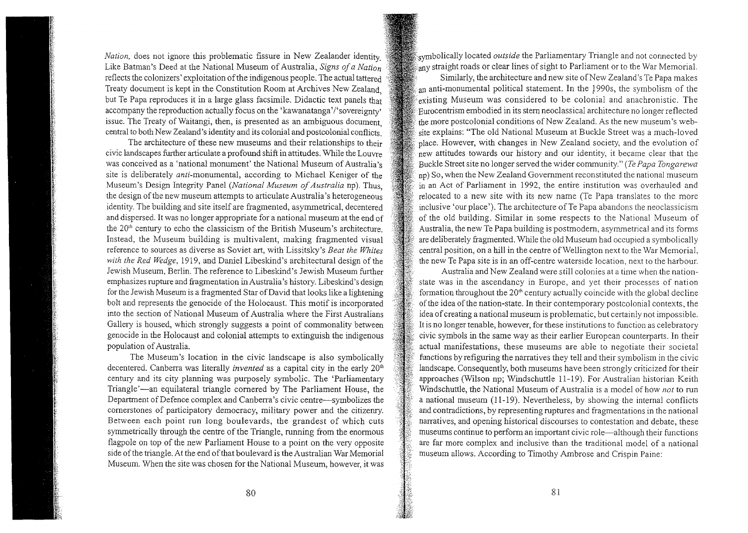*Nation,* does not ignore this problematic fissure in New Zealander identity. Like Batman's Deed at the National Museum of Australia, *Signs of a Nation* reflects the colonizers' exploitation of the indigenous people. The actual tattered Treaty document is kept in the Constitution Room at Archives New Zealand, but Te Papa reproduces it in a large glass facsimile. Didactic text panels that accompany the reproduction actually focus on the 'kawanatanga'/'sovereignty' issue. The Treaty of Waitangi, then, is presented as an ambiguous document, central to both New Zealand's identity and its colonial and postcolonial conflicts.

The architecture of these new museums and their relationships to their civic landscapes further articulate a profound shift in attitudes. While the Louvre was conceived as a 'national monument' the National Museum of Australia's site is deliberately *anti*-monumental, according to Michael Keniger of the Museum's Design Integrity Panel (*National Museum of Australia* np). Thus, the design of the new museum attempts to articulate Australia's heterogeneous identity. The building and site itself are fragmented, asymmetrical, decentered and dispersed. It was no longer appropriate for a national museum at the end of the 20th century to echo the classicism of the British Museum's architecture. Instead, the Museum building is multivalent, making fragmented visual reference to sources as diverse as Soviet art, with Lissitsky's *Beat the Whites with the Red Wedge*, 1919, and Daniel Libeskind's architectural design of the Jewish Museum, Berlin. The reference to Libeskind's Jewish Museum further emphasizes rupture and fragmentation in Australia's history. Libeskind's design for the Jewish Museum is a fragmented Star of David that looks like a lightening bolt and represents the genocide of the Holocaust. This motif is incorporated into the section of National Museum of Australia where the First Australians Gallery is housed, which strongly suggests a point of commonality between genocide in the Holocaust and colonial attempts to extinguish the indigenous population of Australia.

The Museum's location in the civic landscape is also symbolically decentered. Canberra was literally *invented* as a capital city in the early 20th century and its city planning was purposely symbolic. The 'Parliamentary Triangle'—an equilateral triangle cornered by The Parliament House, the Department of Defence complex and Canberra's civic centre—symbolizes the cornerstones of participatory democracy, military power and the citizenry. Between each point run long boulevards, the grandest of which cuts symmetrically through the centre of the Triangle, running from the enormous flagpole on top of the new Parliament House to a point on the very opposite side of the triangle. At the end of that boulevard is the Australian War Memorial Museum. When the site was chosen for the National Museum, however, it was symbolically located *outside* the Parliamentary Triangle and not connected by any straight roads or clear lines of sight to Parliament or to the War Memorial.

Similarly, the architecture and new site of New Zealand's Te Papa makes an anti-monumental political statement. In the 1990s, the symbolism of the existing Museum was considered to be colonial and anachronistic. The Eurocentrism embodied in its stern neoclassical architecture no longer reflected the more postcolonial conditions of New Zealand. As the new museum's website explains: "The old National Museum at Buckle Street was a much-loved place. However, with changes in New Zealand society, and the evolution of new attitudes towards our history and our identity, it became clear that the Buckle Street site no longer served the wider community." (*Te Papa Tongarewa* np) So, when the New Zealand Government reconstituted the national museum in an Act of Parliament in 1992, the entire institution was overhauled and relocated to a new site with its new name (Te Papa translates to the more inclusive 'our place'). The architecture of Te Papa abandons the neoclassicism of the old building. Similar in some respects to the National Museum of Australia, the new Te Papa building is postmodern, asymmetrical and its forms are deliberately fragmented. While the old Museum had occupied a symbolically central position, on a hill in the centre of Wellington next to the War Memorial, the new Te Papa site is in an off-centre waterside location, next to the harbour.

Australia and New Zealand were still colonies at a time when the nation-state was in the ascendancy in Europe, and yet their processes of nation formation throughout the 20th century actually coincide with the global decline of the idea of the nation-state. In their contemporary postcolonial contexts, the idea of creating a national museum is problematic, but certainly not impossible. It is no longer tenable, however, for these institutions to function as celebratory civic symbols in the same way as their earlier European counterparts. In their actual manifestations, these museums are able to negotiate their societal functions by refiguring the narratives they tell and their symbolism in the civic landscape. Consequently, both museums have been strongly criticized for their approaches (Wilson np; Windschuttle 11-19). For Australian historian Keith Windschuttle, the National Museum of Australia is a model of how *not* to run a national museum (11-19). Nevertheless, by showing the internal conflicts and contradictions, by representing ruptures and fragmentations in the national narratives, and opening historical discourses to contestation and debate, these museums continue to perform an important civic role—although their functions are far more complex and inclusive than the traditional model of a national museum allows. According to Timothy Ambrose and Crispin Paine: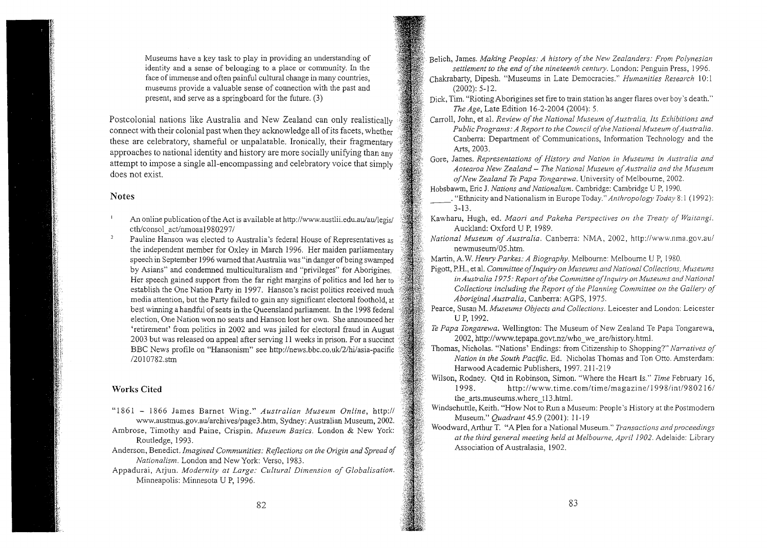> Museums have a key task to play in providing an understanding of identity and a sense of belonging to a place or community. In the face of immense and often painful cultural change in many countries, museums provide a valuable sense of connection with the past and present, and serve as a springboard for the future. (3)

Postcolonial nations like Australia and New Zealand can only realistically connect with their colonial past when they acknowledge all of its facets, whether these are celebratory, shameful or unpalatable. Ironically, their fragmentary approaches to national identity and history are more socially unifying than any attempt to impose a single all-encompassing and celebratory voice that simply does not exist.

## Notes

1. An online publication of the Act is available at http://www.austlii.edu.au/au/legis/cth/consol_act/nmoaa1980297/
2. Pauline Hanson was elected to Australia's federal House of Representatives as the independent member for Oxley in March 1996. Her maiden parliamentary speech in September 1996 warned that Australia was "in danger of being swamped by Asians" and condemned multiculturalism and "privileges" for Aborigines. Her speech gained support from the far right margins of politics and led her to establish the One Nation Party in 1997. Hanson's racist politics received much media attention, but the Party failed to gain any significant electoral foothold, at best winning a handful of seats in the Queensland parliament. In the 1998 federal election, One Nation won no seats and Hanson lost her own. She announced her 'retirement' from politics in 2002 and was jailed for electoral fraud in August 2003 but was released on appeal after serving 11 weeks in prison. For a succinct BBC News profile on "Hansonism" see http://news.bbc.co.uk/2/hi/asia-pacific/2010782.stm

## Works Cited

"1861 – 1866 James Barnet Wing." *Australian Museum Online*, http://www.austmus.gov.au/archives/page3.htm, Sydney: Australian Museum, 2002.

Ambrose, Timothy and Paine, Crispin. *Museum Basics*. London & New York: Routledge, 1993.

Anderson, Benedict. *Imagined Communities: Reflections on the Origin and Spread of Nationalism*. London and New York: Verso, 1983.

Appadurai, Arjun. *Modernity at Large: Cultural Dimension of Globalisation*. Minneapolis: Minnesota U P, 1996.

Belich, James. *Making Peoples: A history of the New Zealanders: From Polynesian settlement to the end of the nineteenth century*. London: Penguin Press, 1996.

Chakrabarty, Dipesh. "Museums in Late Democracies." *Humanities Research* 10:1 (2002): 5-12.

Dick, Tim. "Rioting Aborigines set fire to train station as anger flares over boy's death." *The Age*, Late Edition 16-2-2004 (2004): 5.

Carroll, John, et al. *Review of the National Museum of Australia, Its Exhibitions and Public Programs: A Report to the Council of the National Museum of Australia*. Canberra: Department of Communications, Information Technology and the Arts, 2003.

Gore, James. *Representations of History and Nation in Museums in Australia and Aotearoa New Zealand – The National Museum of Australia and the Museum of New Zealand Te Papa Tongarewa*. University of Melbourne, 2002.

Hobsbawm, Eric J. *Nations and Nationalism*. Cambridge: Cambridge U P, 1990.

_____. "Ethnicity and Nationalism in Europe Today." *Anthropology Today* 8:1 (1992): 3-13.

Kawharu, Hugh, ed. *Maori and Pakeha Perspectives on the Treaty of Waitangi*. Auckland: Oxford U P, 1989.

*National Museum of Australia*. Canberra: NMA, 2002, http://www.nma.gov.au/newmuseum/05.htm.

Martin, A.W. *Henry Parkes: A Biography*. Melbourne: Melbourne U P, 1980.

Pigott, P.H., et al. *Committee of Inquiry on Museums and National Collections, Museums in Australia 1975: Report of the Committee of Inquiry on Museums and National Collections including the Report of the Planning Committee on the Gallery of Aboriginal Australia*, Canberra: AGPS, 1975.

Pearce, Susan M. *Museums Objects and Collections*. Leicester and London: Leicester U P, 1992.

*Te Papa Tongarewa*. Wellington: The Museum of New Zealand Te Papa Tongarewa, 2002, http://www.tepapa.govt.nz/who_we_are/history.html.

Thomas, Nicholas. "Nations' Endings: from Citizenship to Shopping?" *Narratives of Nation in the South Pacific*. Ed. Nicholas Thomas and Ton Otto. Amsterdam: Harwood Academic Publishers, 1997. 211-219

Wilson, Rodney. Qtd in Robinson, Simon. "Where the Heart Is." *Time* February 16, 1998. http://www.time.com/time/magazine/1998/int/980216/the_arts.museums.where_t13.html.

Windschuttle, Keith. "How Not to Run a Museum: People's History at the Postmodern Museum." *Quadrant* 45.9 (2001): 11-19

Woodward, Arthur T. "A Plea for a National Museum." *Transactions and proceedings at the third general meeting held at Melbourne, April 1902*. Adelaide: Library Association of Australasia, 1902.